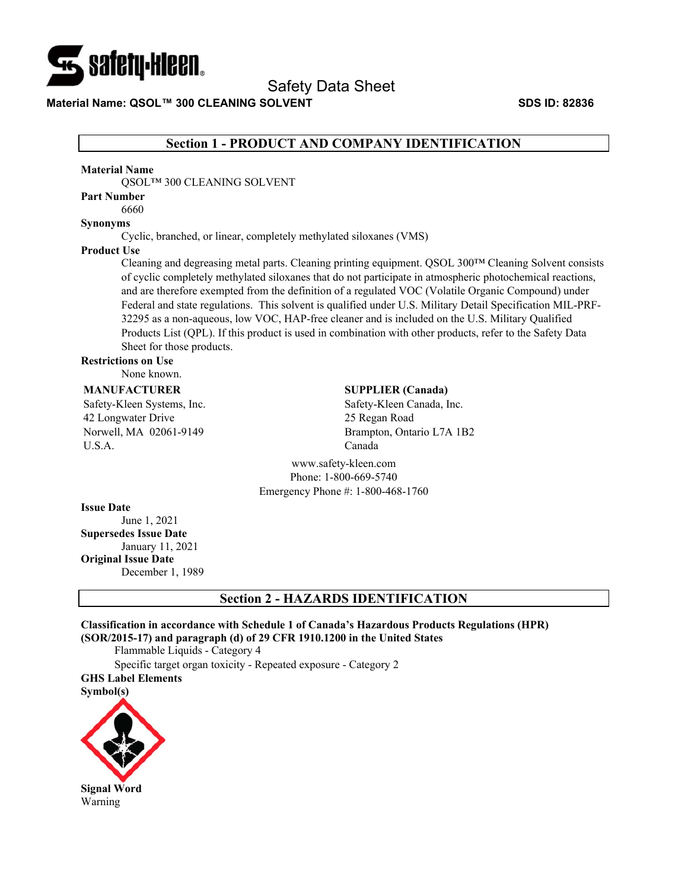Safety Data Sheet

**Material Name: QSOL™ 300 CLEANING SOLVENT** **SDS ID: 82836**

## Section 1 - PRODUCT AND COMPANY IDENTIFICATION

**Material Name**

QSOL™ 300 CLEANING SOLVENT

**Part Number**

6660

**Synonyms**

Cyclic, branched, or linear, completely methylated siloxanes (VMS)

**Product Use**

Cleaning and degreasing metal parts. Cleaning printing equipment. QSOL 300™ Cleaning Solvent consists of cyclic completely methylated siloxanes that do not participate in atmospheric photochemical reactions, and are therefore exempted from the definition of a regulated VOC (Volatile Organic Compound) under Federal and state regulations. This solvent is qualified under U.S. Military Detail Specification MIL-PRF-32295 as a non-aqueous, low VOC, HAP-free cleaner and is included on the U.S. Military Qualified Products List (QPL). If this product is used in combination with other products, refer to the Safety Data Sheet for those products.

**Restrictions on Use**

None known.

**MANUFACTURER**

Safety-Kleen Systems, Inc.
42 Longwater Drive
Norwell, MA 02061-9149
U.S.A.

**SUPPLIER (Canada)**

Safety-Kleen Canada, Inc.
25 Regan Road
Brampton, Ontario L7A 1B2
Canada

www.safety-kleen.com
Phone: 1-800-669-5740
Emergency Phone #: 1-800-468-1760

**Issue Date**

June 1, 2021

**Supersedes Issue Date**

January 11, 2021

**Original Issue Date**

December 1, 1989

## Section 2 - HAZARDS IDENTIFICATION

**Classification in accordance with Schedule 1 of Canada's Hazardous Products Regulations (HPR) (SOR/2015-17) and paragraph (d) of 29 CFR 1910.1200 in the United States**

Flammable Liquids - Category 4

Specific target organ toxicity - Repeated exposure - Category 2

**GHS Label Elements**

**Symbol(s)**

**Signal Word**

Warning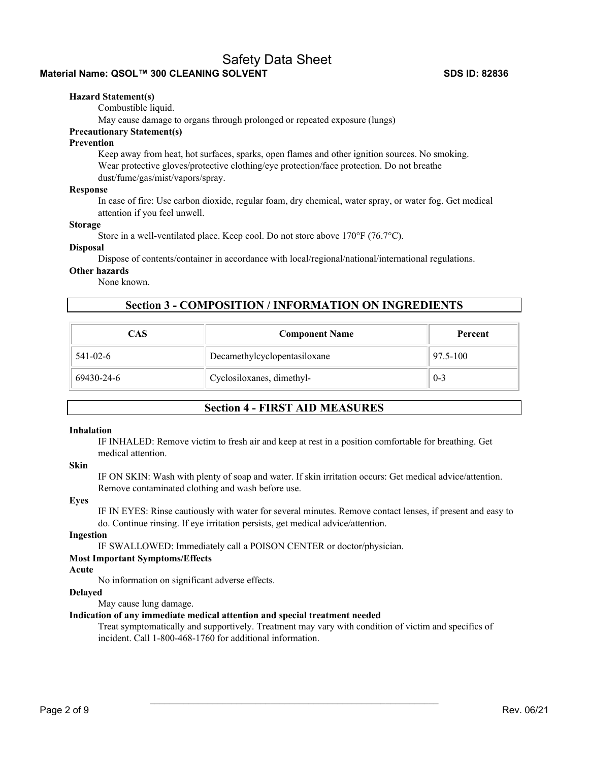**Hazard Statement(s)**

Combustible liquid.

May cause damage to organs through prolonged or repeated exposure (lungs)

**Precautionary Statement(s)**

**Prevention**

Keep away from heat, hot surfaces, sparks, open flames and other ignition sources. No smoking. Wear protective gloves/protective clothing/eye protection/face protection. Do not breathe dust/fume/gas/mist/vapors/spray.

**Response**

In case of fire: Use carbon dioxide, regular foam, dry chemical, water spray, or water fog. Get medical attention if you feel unwell.

**Storage**

Store in a well-ventilated place. Keep cool. Do not store above 170°F (76.7°C).

**Disposal**

Dispose of contents/container in accordance with local/regional/national/international regulations.

**Other hazards**

None known.

## Section 3 - COMPOSITION / INFORMATION ON INGREDIENTS

| CAS | Component Name | Percent |
| --- | --- | --- |
| 541-02-6 | Decamethylcyclopentasiloxane | 97.5-100 |
| 69430-24-6 | Cyclosiloxanes, dimethyl- | 0-3 |

## Section 4 - FIRST AID MEASURES

**Inhalation**

IF INHALED: Remove victim to fresh air and keep at rest in a position comfortable for breathing. Get medical attention.

**Skin**

IF ON SKIN: Wash with plenty of soap and water. If skin irritation occurs: Get medical advice/attention. Remove contaminated clothing and wash before use.

**Eyes**

IF IN EYES: Rinse cautiously with water for several minutes. Remove contact lenses, if present and easy to do. Continue rinsing. If eye irritation persists, get medical advice/attention.

**Ingestion**

IF SWALLOWED: Immediately call a POISON CENTER or doctor/physician.

**Most Important Symptoms/Effects**

**Acute**

No information on significant adverse effects.

**Delayed**

May cause lung damage.

**Indication of any immediate medical attention and special treatment needed**

Treat symptomatically and supportively. Treatment may vary with condition of victim and specifics of incident. Call 1-800-468-1760 for additional information.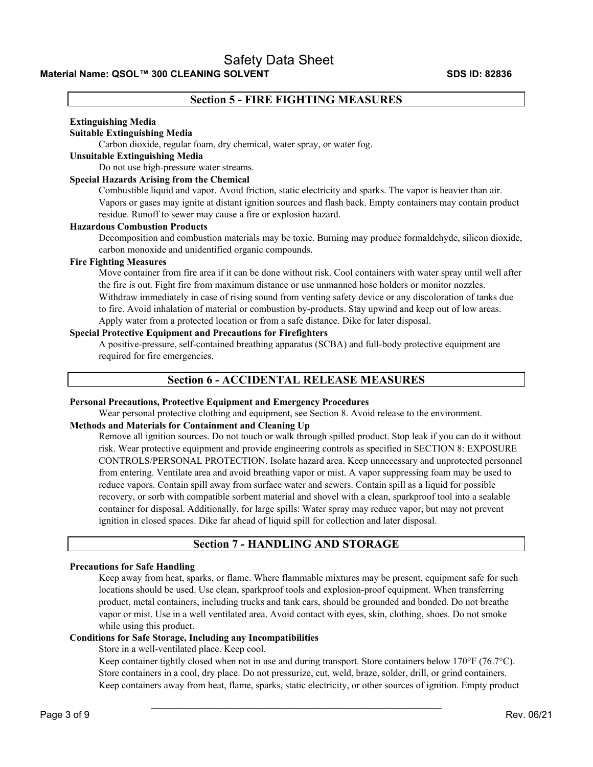## Section 5 - FIRE FIGHTING MEASURES

**Extinguishing Media**

**Suitable Extinguishing Media**

Carbon dioxide, regular foam, dry chemical, water spray, or water fog.

**Unsuitable Extinguishing Media**

Do not use high-pressure water streams.

**Special Hazards Arising from the Chemical**

Combustible liquid and vapor. Avoid friction, static electricity and sparks. The vapor is heavier than air. Vapors or gases may ignite at distant ignition sources and flash back. Empty containers may contain product residue. Runoff to sewer may cause a fire or explosion hazard.

**Hazardous Combustion Products**

Decomposition and combustion materials may be toxic. Burning may produce formaldehyde, silicon dioxide, carbon monoxide and unidentified organic compounds.

**Fire Fighting Measures**

Move container from fire area if it can be done without risk. Cool containers with water spray until well after the fire is out. Fight fire from maximum distance or use unmanned hose holders or monitor nozzles. Withdraw immediately in case of rising sound from venting safety device or any discoloration of tanks due to fire. Avoid inhalation of material or combustion by-products. Stay upwind and keep out of low areas. Apply water from a protected location or from a safe distance. Dike for later disposal.

**Special Protective Equipment and Precautions for Firefighters**

A positive-pressure, self-contained breathing apparatus (SCBA) and full-body protective equipment are required for fire emergencies.

## Section 6 - ACCIDENTAL RELEASE MEASURES

**Personal Precautions, Protective Equipment and Emergency Procedures**

Wear personal protective clothing and equipment, see Section 8. Avoid release to the environment.

**Methods and Materials for Containment and Cleaning Up**

Remove all ignition sources. Do not touch or walk through spilled product. Stop leak if you can do it without risk. Wear protective equipment and provide engineering controls as specified in SECTION 8: EXPOSURE CONTROLS/PERSONAL PROTECTION. Isolate hazard area. Keep unnecessary and unprotected personnel from entering. Ventilate area and avoid breathing vapor or mist. A vapor suppressing foam may be used to reduce vapors. Contain spill away from surface water and sewers. Contain spill as a liquid for possible recovery, or sorb with compatible sorbent material and shovel with a clean, sparkproof tool into a sealable container for disposal. Additionally, for large spills: Water spray may reduce vapor, but may not prevent ignition in closed spaces. Dike far ahead of liquid spill for collection and later disposal.

## Section 7 - HANDLING AND STORAGE

**Precautions for Safe Handling**

Keep away from heat, sparks, or flame. Where flammable mixtures may be present, equipment safe for such locations should be used. Use clean, sparkproof tools and explosion-proof equipment. When transferring product, metal containers, including trucks and tank cars, should be grounded and bonded. Do not breathe vapor or mist. Use in a well ventilated area. Avoid contact with eyes, skin, clothing, shoes. Do not smoke while using this product.

**Conditions for Safe Storage, Including any Incompatibilities**

Store in a well-ventilated place. Keep cool.

Keep container tightly closed when not in use and during transport. Store containers below 170°F (76.7°C). Store containers in a cool, dry place. Do not pressurize, cut, weld, braze, solder, drill, or grind containers. Keep containers away from heat, flame, sparks, static electricity, or other sources of ignition. Empty product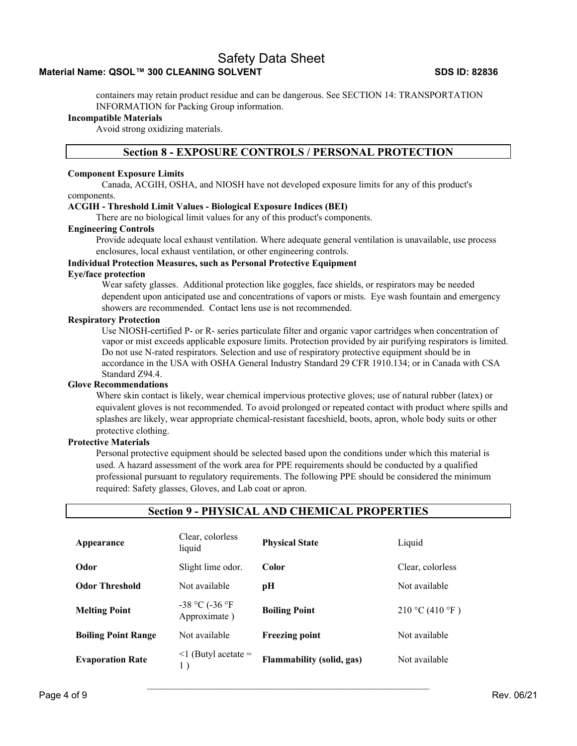containers may retain product residue and can be dangerous. See SECTION 14: TRANSPORTATION INFORMATION for Packing Group information.

**Incompatible Materials**

Avoid strong oxidizing materials.

## Section 8 - EXPOSURE CONTROLS / PERSONAL PROTECTION

**Component Exposure Limits**

Canada, ACGIH, OSHA, and NIOSH have not developed exposure limits for any of this product's components.

**ACGIH - Threshold Limit Values - Biological Exposure Indices (BEI)**

There are no biological limit values for any of this product's components.

**Engineering Controls**

Provide adequate local exhaust ventilation. Where adequate general ventilation is unavailable, use process enclosures, local exhaust ventilation, or other engineering controls.

**Individual Protection Measures, such as Personal Protective Equipment**

**Eye/face protection**

Wear safety glasses. Additional protection like goggles, face shields, or respirators may be needed dependent upon anticipated use and concentrations of vapors or mists. Eye wash fountain and emergency showers are recommended. Contact lens use is not recommended.

**Respiratory Protection**

Use NIOSH-certified P- or R- series particulate filter and organic vapor cartridges when concentration of vapor or mist exceeds applicable exposure limits. Protection provided by air purifying respirators is limited. Do not use N-rated respirators. Selection and use of respiratory protective equipment should be in accordance in the USA with OSHA General Industry Standard 29 CFR 1910.134; or in Canada with CSA Standard Z94.4.

**Glove Recommendations**

Where skin contact is likely, wear chemical impervious protective gloves; use of natural rubber (latex) or equivalent gloves is not recommended. To avoid prolonged or repeated contact with product where spills and splashes are likely, wear appropriate chemical-resistant faceshield, boots, apron, whole body suits or other protective clothing.

**Protective Materials**

Personal protective equipment should be selected based upon the conditions under which this material is used. A hazard assessment of the work area for PPE requirements should be conducted by a qualified professional pursuant to regulatory requirements. The following PPE should be considered the minimum required: Safety glasses, Gloves, and Lab coat or apron.

## Section 9 - PHYSICAL AND CHEMICAL PROPERTIES

| | | | |
|---|---|---|---|
| **Appearance** | Clear, colorless liquid | **Physical State** | Liquid |
| **Odor** | Slight lime odor. | **Color** | Clear, colorless |
| **Odor Threshold** | Not available | **pH** | Not available |
| **Melting Point** | -38 °C (-36 °F Approximate ) | **Boiling Point** | 210 °C (410 °F ) |
| **Boiling Point Range** | Not available | **Freezing point** | Not available |
| **Evaporation Rate** | <1 (Butyl acetate = 1 ) | **Flammability (solid, gas)** | Not available |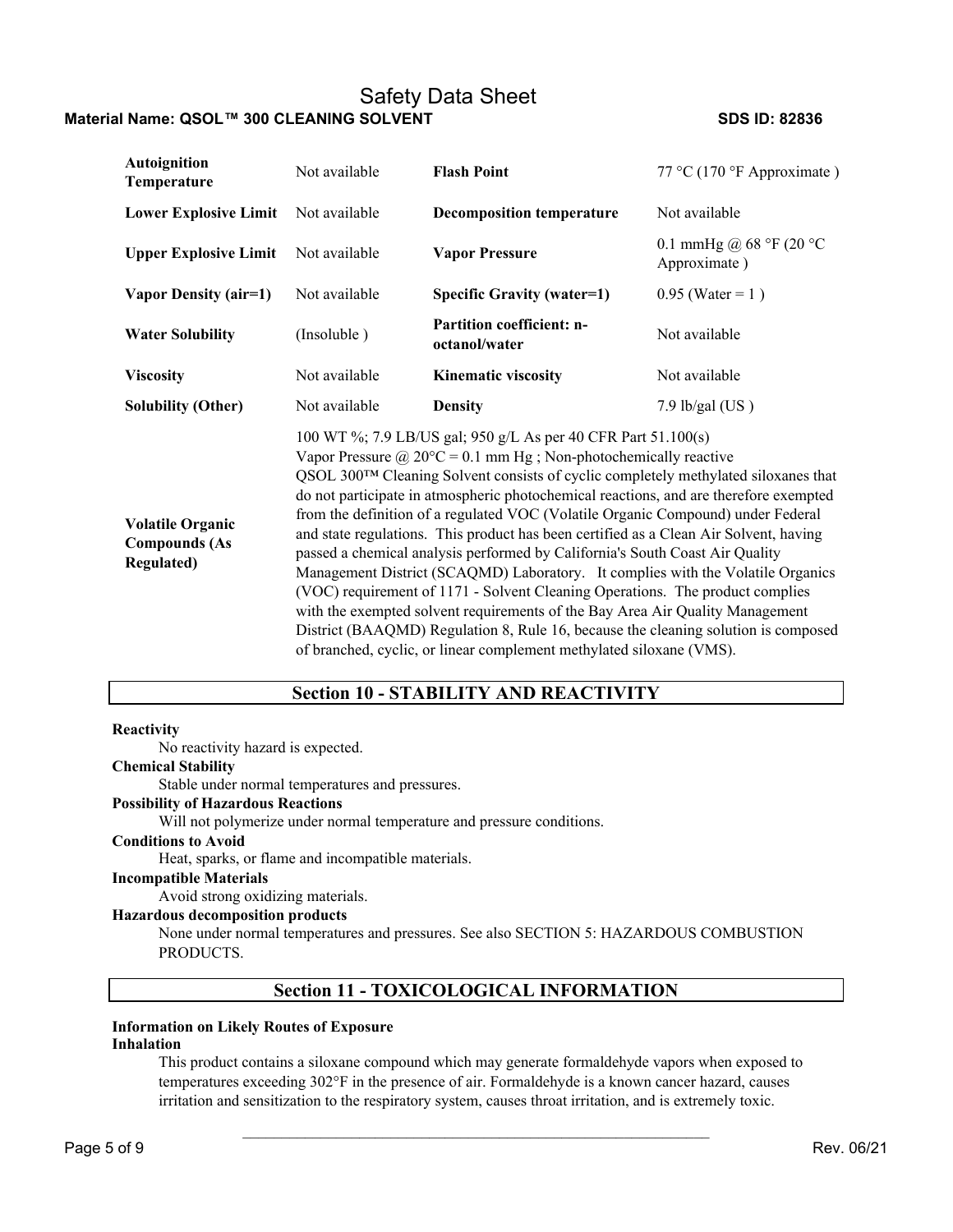| | | | |
|---|---|---|---|
| **Autoignition Temperature** | Not available | **Flash Point** | 77 °C (170 °F Approximate ) |
| **Lower Explosive Limit** | Not available | **Decomposition temperature** | Not available |
| **Upper Explosive Limit** | Not available | **Vapor Pressure** | 0.1 mmHg @ 68 °F (20 °C Approximate ) |
| **Vapor Density (air=1)** | Not available | **Specific Gravity (water=1)** | 0.95 (Water = 1 ) |
| **Water Solubility** | (Insoluble ) | **Partition coefficient: n-octanol/water** | Not available |
| **Viscosity** | Not available | **Kinematic viscosity** | Not available |
| **Solubility (Other)** | Not available | **Density** | 7.9 lb/gal (US ) |
| **Volatile Organic Compounds (As Regulated)** | 100 WT %; 7.9 LB/US gal; 950 g/L As per 40 CFR Part 51.100(s) Vapor Pressure @ 20°C = 0.1 mm Hg ; Non-photochemically reactive QSOL 300™ Cleaning Solvent consists of cyclic completely methylated siloxanes that do not participate in atmospheric photochemical reactions, and are therefore exempted from the definition of a regulated VOC (Volatile Organic Compound) under Federal and state regulations. This product has been certified as a Clean Air Solvent, having passed a chemical analysis performed by California's South Coast Air Quality Management District (SCAQMD) Laboratory. It complies with the Volatile Organics (VOC) requirement of 1171 - Solvent Cleaning Operations. The product complies with the exempted solvent requirements of the Bay Area Air Quality Management District (BAAQMD) Regulation 8, Rule 16, because the cleaning solution is composed of branched, cyclic, or linear complement methylated siloxane (VMS). | | |

## Section 10 - STABILITY AND REACTIVITY

**Reactivity**

No reactivity hazard is expected.

**Chemical Stability**

Stable under normal temperatures and pressures.

**Possibility of Hazardous Reactions**

Will not polymerize under normal temperature and pressure conditions.

**Conditions to Avoid**

Heat, sparks, or flame and incompatible materials.

**Incompatible Materials**

Avoid strong oxidizing materials.

**Hazardous decomposition products**

None under normal temperatures and pressures. See also SECTION 5: HAZARDOUS COMBUSTION PRODUCTS.

## Section 11 - TOXICOLOGICAL INFORMATION

**Information on Likely Routes of Exposure**

**Inhalation**

This product contains a siloxane compound which may generate formaldehyde vapors when exposed to temperatures exceeding 302°F in the presence of air. Formaldehyde is a known cancer hazard, causes irritation and sensitization to the respiratory system, causes throat irritation, and is extremely toxic.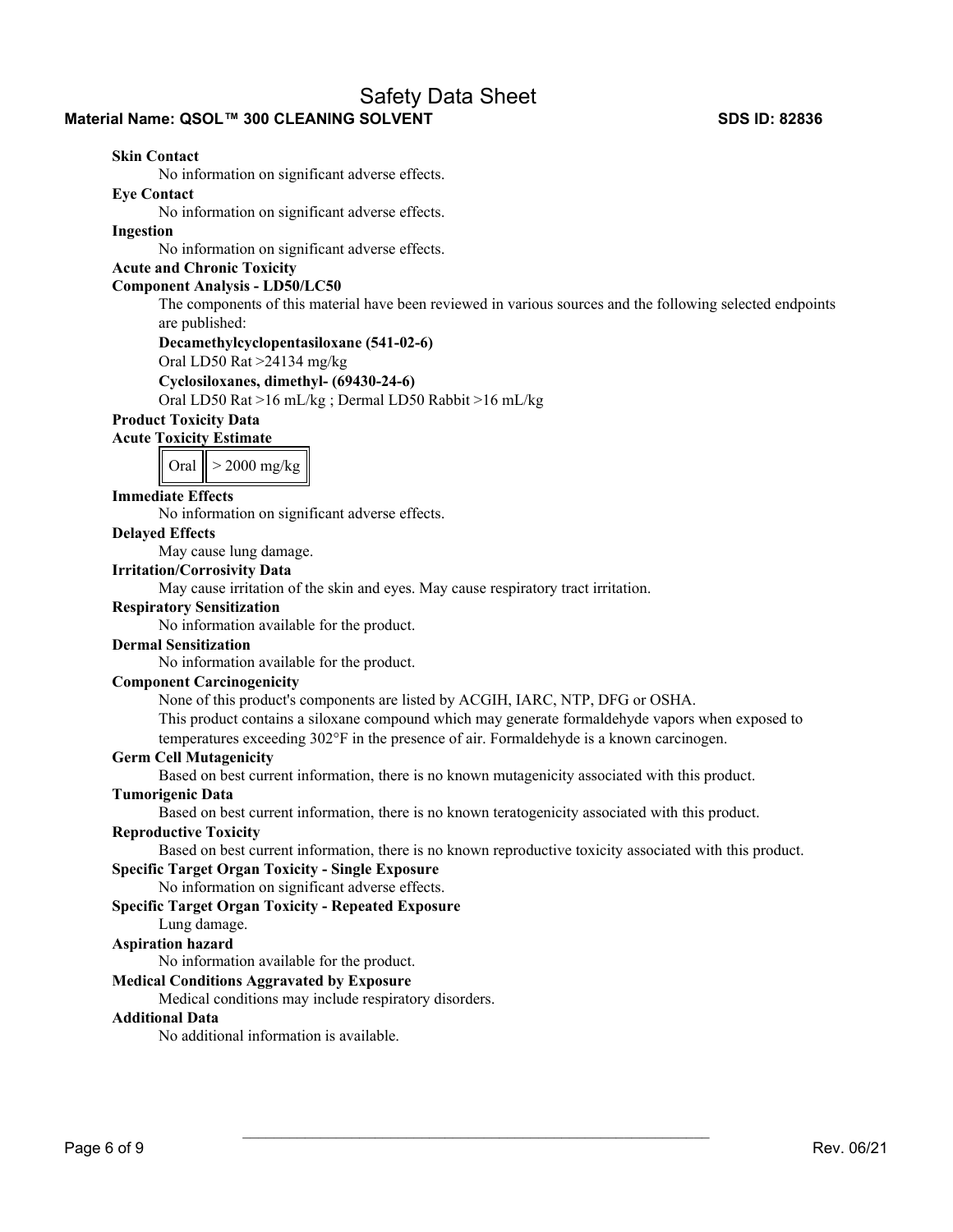**Skin Contact**

No information on significant adverse effects.

**Eye Contact**

No information on significant adverse effects.

**Ingestion**

No information on significant adverse effects.

**Acute and Chronic Toxicity**

**Component Analysis - LD50/LC50**

The components of this material have been reviewed in various sources and the following selected endpoints are published:

**Decamethylcyclopentasiloxane (541-02-6)**

Oral LD50 Rat >24134 mg/kg

**Cyclosiloxanes, dimethyl- (69430-24-6)**

Oral LD50 Rat >16 mL/kg ; Dermal LD50 Rabbit >16 mL/kg

**Product Toxicity Data**

**Acute Toxicity Estimate**

| Oral | > 2000 mg/kg |
| --- | --- |

**Immediate Effects**

No information on significant adverse effects.

**Delayed Effects**

May cause lung damage.

**Irritation/Corrosivity Data**

May cause irritation of the skin and eyes. May cause respiratory tract irritation.

**Respiratory Sensitization**

No information available for the product.

**Dermal Sensitization**

No information available for the product.

**Component Carcinogenicity**

None of this product's components are listed by ACGIH, IARC, NTP, DFG or OSHA.

This product contains a siloxane compound which may generate formaldehyde vapors when exposed to temperatures exceeding 302°F in the presence of air. Formaldehyde is a known carcinogen.

**Germ Cell Mutagenicity**

Based on best current information, there is no known mutagenicity associated with this product.

**Tumorigenic Data**

Based on best current information, there is no known teratogenicity associated with this product.

**Reproductive Toxicity**

Based on best current information, there is no known reproductive toxicity associated with this product.

**Specific Target Organ Toxicity - Single Exposure**

No information on significant adverse effects.

**Specific Target Organ Toxicity - Repeated Exposure**

Lung damage.

**Aspiration hazard**

No information available for the product.

**Medical Conditions Aggravated by Exposure**

Medical conditions may include respiratory disorders.

**Additional Data**

No additional information is available.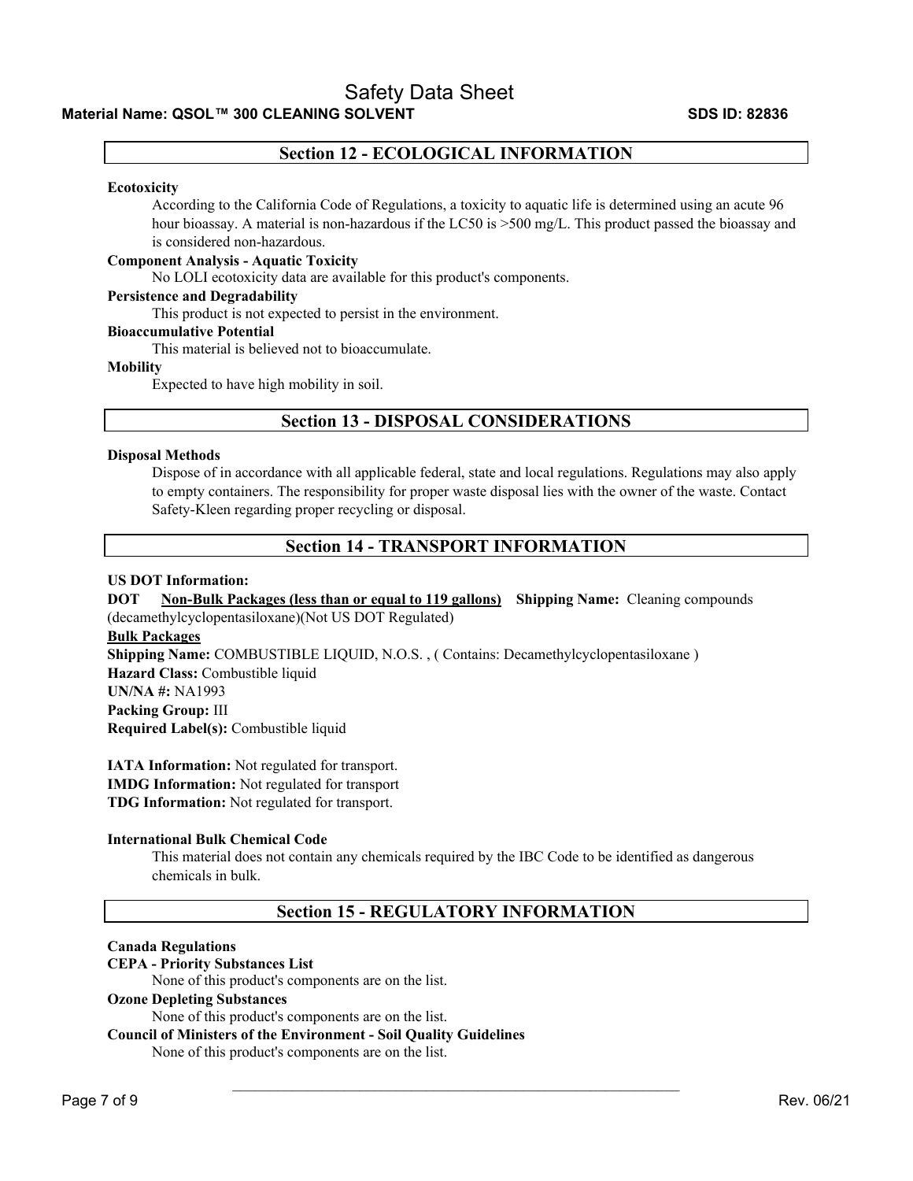## Section 12 - ECOLOGICAL INFORMATION

**Ecotoxicity**

According to the California Code of Regulations, a toxicity to aquatic life is determined using an acute 96 hour bioassay. A material is non-hazardous if the LC50 is >500 mg/L. This product passed the bioassay and is considered non-hazardous.

**Component Analysis - Aquatic Toxicity**

No LOLI ecotoxicity data are available for this product's components.

**Persistence and Degradability**

This product is not expected to persist in the environment.

**Bioaccumulative Potential**

This material is believed not to bioaccumulate.

**Mobility**

Expected to have high mobility in soil.

## Section 13 - DISPOSAL CONSIDERATIONS

**Disposal Methods**

Dispose of in accordance with all applicable federal, state and local regulations. Regulations may also apply to empty containers. The responsibility for proper waste disposal lies with the owner of the waste. Contact Safety-Kleen regarding proper recycling or disposal.

## Section 14 - TRANSPORT INFORMATION

**US DOT Information:**

**DOT** **Non-Bulk Packages (less than or equal to 119 gallons)** **Shipping Name:** Cleaning compounds (decamethylcyclopentasiloxane)(Not US DOT Regulated)

**Bulk Packages**

**Shipping Name:** COMBUSTIBLE LIQUID, N.O.S. , ( Contains: Decamethylcyclopentasiloxane )
**Hazard Class:** Combustible liquid
**UN/NA #:** NA1993
**Packing Group:** III
**Required Label(s):** Combustible liquid

**IATA Information:** Not regulated for transport.
**IMDG Information:** Not regulated for transport
**TDG Information:** Not regulated for transport.

**International Bulk Chemical Code**

This material does not contain any chemicals required by the IBC Code to be identified as dangerous chemicals in bulk.

## Section 15 - REGULATORY INFORMATION

**Canada Regulations**

**CEPA - Priority Substances List**

None of this product's components are on the list.

**Ozone Depleting Substances**

None of this product's components are on the list.

**Council of Ministers of the Environment - Soil Quality Guidelines**

None of this product's components are on the list.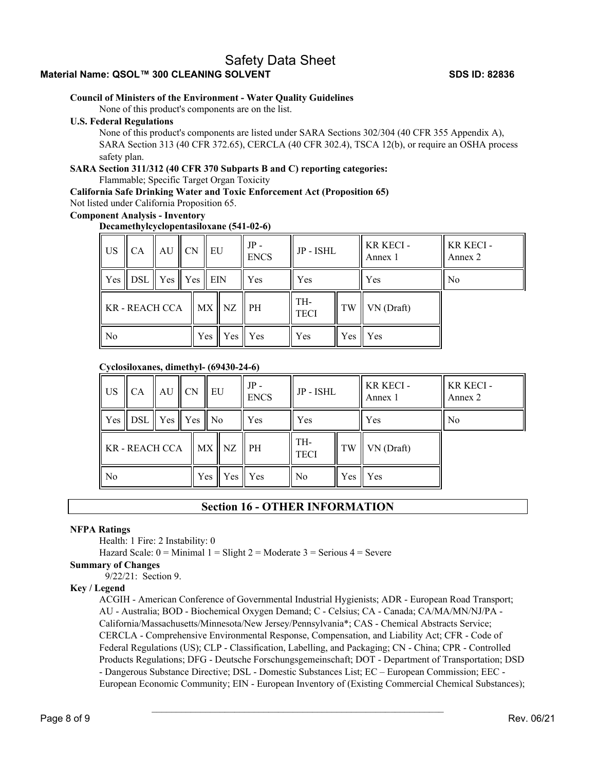**Council of Ministers of the Environment - Water Quality Guidelines**

None of this product's components are on the list.

**U.S. Federal Regulations**

None of this product's components are listed under SARA Sections 302/304 (40 CFR 355 Appendix A), SARA Section 313 (40 CFR 372.65), CERCLA (40 CFR 302.4), TSCA 12(b), or require an OSHA process safety plan.

**SARA Section 311/312 (40 CFR 370 Subparts B and C) reporting categories:**

Flammable; Specific Target Organ Toxicity

**California Safe Drinking Water and Toxic Enforcement Act (Proposition 65)**

Not listed under California Proposition 65.

**Component Analysis - Inventory**

**Decamethylcyclopentasiloxane (541-02-6)**

| US | CA | AU | CN | EU | JP - ENCS | JP - ISHL | KR KECI - Annex 1 | KR KECI - Annex 2 |
|---|---|---|---|---|---|---|---|---|
| Yes | DSL | Yes | Yes | EIN | Yes | Yes | Yes | No |

| KR - REACH CCA | MX | NZ | PH | TH-TECI | TW | VN (Draft) |
|---|---|---|---|---|---|---|
| No | Yes | Yes | Yes | Yes | Yes | Yes |

**Cyclosiloxanes, dimethyl- (69430-24-6)**

| US | CA | AU | CN | EU | JP - ENCS | JP - ISHL | KR KECI - Annex 1 | KR KECI - Annex 2 |
|---|---|---|---|---|---|---|---|---|
| Yes | DSL | Yes | Yes | No | Yes | Yes | Yes | No |

| KR - REACH CCA | MX | NZ | PH | TH-TECI | TW | VN (Draft) |
|---|---|---|---|---|---|---|
| No | Yes | Yes | Yes | No | Yes | Yes |

## Section 16 - OTHER INFORMATION

**NFPA Ratings**

Health: 1 Fire: 2 Instability: 0

Hazard Scale: 0 = Minimal 1 = Slight 2 = Moderate 3 = Serious 4 = Severe

**Summary of Changes**

9/22/21: Section 9.

**Key / Legend**

ACGIH - American Conference of Governmental Industrial Hygienists; ADR - European Road Transport; AU - Australia; BOD - Biochemical Oxygen Demand; C - Celsius; CA - Canada; CA/MA/MN/NJ/PA - California/Massachusetts/Minnesota/New Jersey/Pennsylvania*; CAS - Chemical Abstracts Service; CERCLA - Comprehensive Environmental Response, Compensation, and Liability Act; CFR - Code of Federal Regulations (US); CLP - Classification, Labelling, and Packaging; CN - China; CPR - Controlled Products Regulations; DFG - Deutsche Forschungsgemeinschaft; DOT - Department of Transportation; DSD - Dangerous Substance Directive; DSL - Domestic Substances List; EC – European Commission; EEC - European Economic Community; EIN - European Inventory of (Existing Commercial Chemical Substances);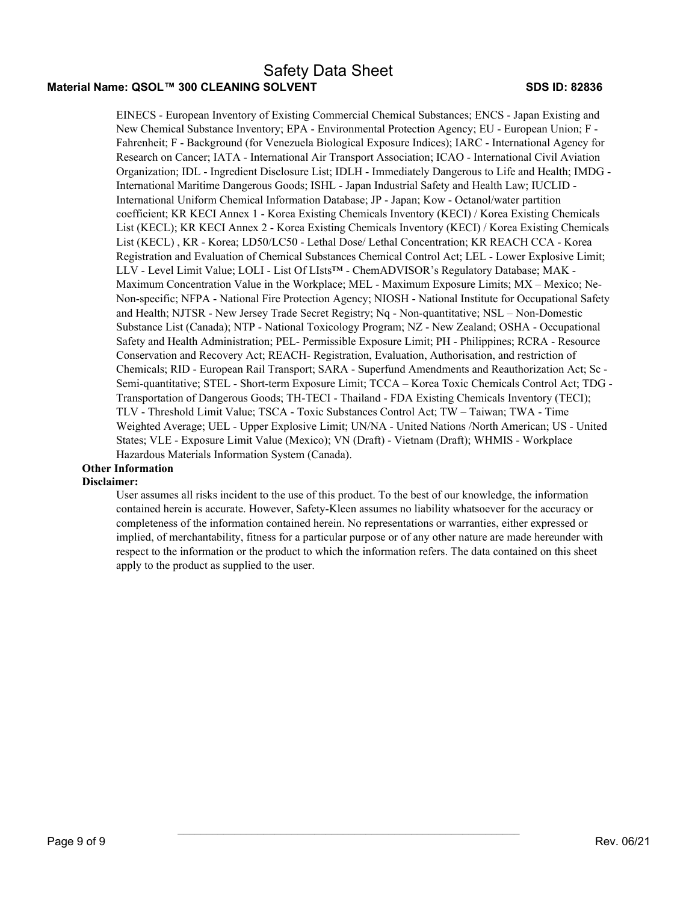EINECS - European Inventory of Existing Commercial Chemical Substances; ENCS - Japan Existing and New Chemical Substance Inventory; EPA - Environmental Protection Agency; EU - European Union; F - Fahrenheit; F - Background (for Venezuela Biological Exposure Indices); IARC - International Agency for Research on Cancer; IATA - International Air Transport Association; ICAO - International Civil Aviation Organization; IDL - Ingredient Disclosure List; IDLH - Immediately Dangerous to Life and Health; IMDG - International Maritime Dangerous Goods; ISHL - Japan Industrial Safety and Health Law; IUCLID - International Uniform Chemical Information Database; JP - Japan; Kow - Octanol/water partition coefficient; KR KECI Annex 1 - Korea Existing Chemicals Inventory (KECI) / Korea Existing Chemicals List (KECL); KR KECI Annex 2 - Korea Existing Chemicals Inventory (KECI) / Korea Existing Chemicals List (KECL) , KR - Korea; LD50/LC50 - Lethal Dose/ Lethal Concentration; KR REACH CCA - Korea Registration and Evaluation of Chemical Substances Chemical Control Act; LEL - Lower Explosive Limit; LLV - Level Limit Value; LOLI - List Of LIsts™ - ChemADVISOR's Regulatory Database; MAK - Maximum Concentration Value in the Workplace; MEL - Maximum Exposure Limits; MX – Mexico; Ne- Non-specific; NFPA - National Fire Protection Agency; NIOSH - National Institute for Occupational Safety and Health; NJTSR - New Jersey Trade Secret Registry; Nq - Non-quantitative; NSL – Non-Domestic Substance List (Canada); NTP - National Toxicology Program; NZ - New Zealand; OSHA - Occupational Safety and Health Administration; PEL- Permissible Exposure Limit; PH - Philippines; RCRA - Resource Conservation and Recovery Act; REACH- Registration, Evaluation, Authorisation, and restriction of Chemicals; RID - European Rail Transport; SARA - Superfund Amendments and Reauthorization Act; Sc - Semi-quantitative; STEL - Short-term Exposure Limit; TCCA – Korea Toxic Chemicals Control Act; TDG - Transportation of Dangerous Goods; TH-TECI - Thailand - FDA Existing Chemicals Inventory (TECI); TLV - Threshold Limit Value; TSCA - Toxic Substances Control Act; TW – Taiwan; TWA - Time Weighted Average; UEL - Upper Explosive Limit; UN/NA - United Nations /North American; US - United States; VLE - Exposure Limit Value (Mexico); VN (Draft) - Vietnam (Draft); WHMIS - Workplace Hazardous Materials Information System (Canada).

**Other Information**

**Disclaimer:**

User assumes all risks incident to the use of this product. To the best of our knowledge, the information contained herein is accurate. However, Safety-Kleen assumes no liability whatsoever for the accuracy or completeness of the information contained herein. No representations or warranties, either expressed or implied, of merchantability, fitness for a particular purpose or of any other nature are made hereunder with respect to the information or the product to which the information refers. The data contained on this sheet apply to the product as supplied to the user.